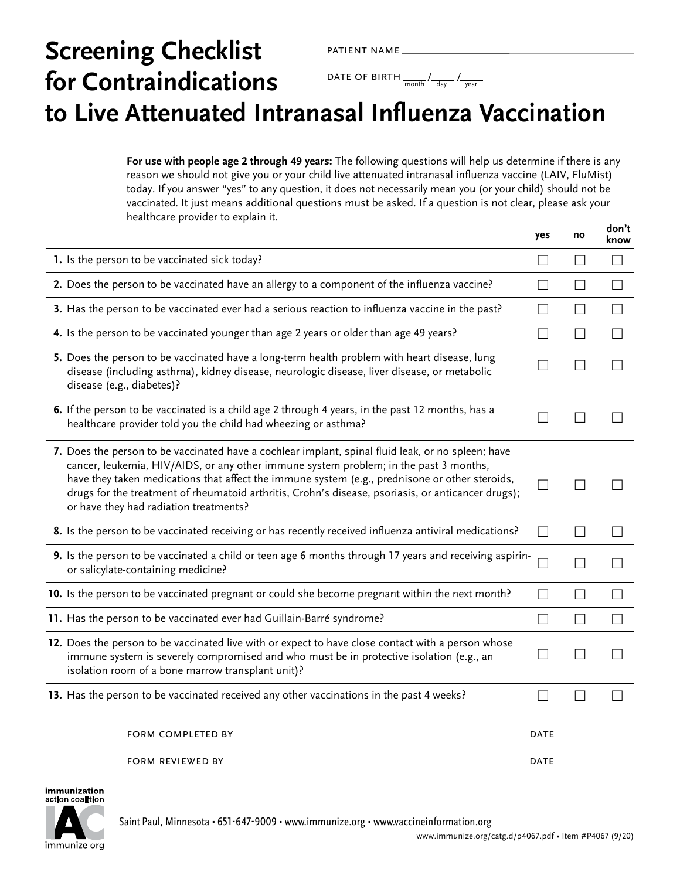# Screening Checklist for Contraindications to Live Attenuated Intranasal Influenza Vaccination

PATIENT NAME ____________________

DATE OF BIRTH ____/____/____ (month / day / year)

**For use with people age 2 through 49 years:** The following questions will help us determine if there is any reason we should not give you or your child live attenuated intranasal influenza vaccine (LAIV, FluMist) today. If you answer "yes" to any question, it does not necessarily mean you (or your child) should not be vaccinated. It just means additional questions must be asked. If a question is not clear, please ask your healthcare provider to explain it.

| | yes | no | don't know |
|---|---|---|---|
| **1.** Is the person to be vaccinated sick today? | ☐ | ☐ | ☐ |
| **2.** Does the person to be vaccinated have an allergy to a component of the influenza vaccine? | ☐ | ☐ | ☐ |
| **3.** Has the person to be vaccinated ever had a serious reaction to influenza vaccine in the past? | ☐ | ☐ | ☐ |
| **4.** Is the person to be vaccinated younger than age 2 years or older than age 49 years? | ☐ | ☐ | ☐ |
| **5.** Does the person to be vaccinated have a long-term health problem with heart disease, lung disease (including asthma), kidney disease, neurologic disease, liver disease, or metabolic disease (e.g., diabetes)? | ☐ | ☐ | ☐ |
| **6.** If the person to be vaccinated is a child age 2 through 4 years, in the past 12 months, has a healthcare provider told you the child had wheezing or asthma? | ☐ | ☐ | ☐ |
| **7.** Does the person to be vaccinated have a cochlear implant, spinal fluid leak, or no spleen; have cancer, leukemia, HIV/AIDS, or any other immune system problem; in the past 3 months, have they taken medications that affect the immune system (e.g., prednisone or other steroids, drugs for the treatment of rheumatoid arthritis, Crohn's disease, psoriasis, or anticancer drugs); or have they had radiation treatments? | ☐ | ☐ | ☐ |
| **8.** Is the person to be vaccinated receiving or has recently received influenza antiviral medications? | ☐ | ☐ | ☐ |
| **9.** Is the person to be vaccinated a child or teen age 6 months through 17 years and receiving aspirin- or salicylate-containing medicine? | ☐ | ☐ | ☐ |
| **10.** Is the person to be vaccinated pregnant or could she become pregnant within the next month? | ☐ | ☐ | ☐ |
| **11.** Has the person to be vaccinated ever had Guillain-Barré syndrome? | ☐ | ☐ | ☐ |
| **12.** Does the person to be vaccinated live with or expect to have close contact with a person whose immune system is severely compromised and who must be in protective isolation (e.g., an isolation room of a bone marrow transplant unit)? | ☐ | ☐ | ☐ |
| **13.** Has the person to be vaccinated received any other vaccinations in the past 4 weeks? | ☐ | ☐ | ☐ |

FORM COMPLETED BY ____________________ DATE __________

FORM REVIEWED BY ____________________ DATE __________

immunization action coalition — immunize.org

Saint Paul, Minnesota • 651-647-9009 • www.immunize.org • www.vaccineinformation.org

www.immunize.org/catg.d/p4067.pdf • Item #P4067 (9/20)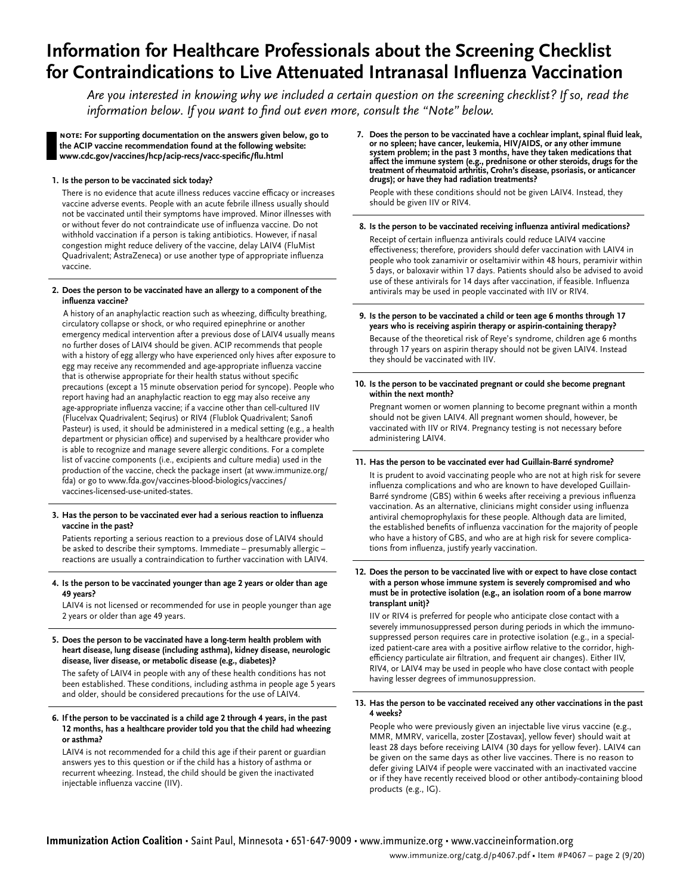# Information for Healthcare Professionals about the Screening Checklist for Contraindications to Live Attenuated Intranasal Influenza Vaccination

*Are you interested in knowing why we included a certain question on the screening checklist? If so, read the information below. If you want to find out even more, consult the "Note" below.*

**NOTE: For supporting documentation on the answers given below, go to the ACIP vaccine recommendation found at the following website: www.cdc.gov/vaccines/hcp/acip-recs/vacc-specific/flu.html**

**1. Is the person to be vaccinated sick today?**

There is no evidence that acute illness reduces vaccine efficacy or increases vaccine adverse events. People with an acute febrile illness usually should not be vaccinated until their symptoms have improved. Minor illnesses with or without fever do not contraindicate use of influenza vaccine. Do not withhold vaccination if a person is taking antibiotics. However, if nasal congestion might reduce delivery of the vaccine, delay LAIV4 (FluMist Quadrivalent; AstraZeneca) or use another type of appropriate influenza vaccine.

**2. Does the person to be vaccinated have an allergy to a component of the influenza vaccine?**

A history of an anaphylactic reaction such as wheezing, difficulty breathing, circulatory collapse or shock, or who required epinephrine or another emergency medical intervention after a previous dose of LAIV4 usually means no further doses of LAIV4 should be given. ACIP recommends that people with a history of egg allergy who have experienced only hives after exposure to egg may receive any recommended and age-appropriate influenza vaccine that is otherwise appropriate for their health status without specific precautions (except a 15 minute observation period for syncope). People who report having had an anaphylactic reaction to egg may also receive any age-appropriate influenza vaccine; if a vaccine other than cell-cultured IIV (Flucelvax Quadrivalent; Seqirus) or RIV4 (Flublok Quadrivalent; Sanofi Pasteur) is used, it should be administered in a medical setting (e.g., a health department or physician office) and supervised by a healthcare provider who is able to recognize and manage severe allergic conditions. For a complete list of vaccine components (i.e., excipients and culture media) used in the production of the vaccine, check the package insert (at www.immunize.org/fda) or go to www.fda.gov/vaccines-blood-biologics/vaccines/vaccines-licensed-use-united-states.

**3. Has the person to be vaccinated ever had a serious reaction to influenza vaccine in the past?**

Patients reporting a serious reaction to a previous dose of LAIV4 should be asked to describe their symptoms. Immediate – presumably allergic – reactions are usually a contraindication to further vaccination with LAIV4.

**4. Is the person to be vaccinated younger than age 2 years or older than age 49 years?**

LAIV4 is not licensed or recommended for use in people younger than age 2 years or older than age 49 years.

**5. Does the person to be vaccinated have a long-term health problem with heart disease, lung disease (including asthma), kidney disease, neurologic disease, liver disease, or metabolic disease (e.g., diabetes)?**

The safety of LAIV4 in people with any of these health conditions has not been established. These conditions, including asthma in people age 5 years and older, should be considered precautions for the use of LAIV4.

**6. If the person to be vaccinated is a child age 2 through 4 years, in the past 12 months, has a healthcare provider told you that the child had wheezing or asthma?**

LAIV4 is not recommended for a child this age if their parent or guardian answers yes to this question or if the child has a history of asthma or recurrent wheezing. Instead, the child should be given the inactivated injectable influenza vaccine (IIV).

**7. Does the person to be vaccinated have a cochlear implant, spinal fluid leak, or no spleen; have cancer, leukemia, HIV/AIDS, or any other immune system problem; in the past 3 months, have they taken medications that affect the immune system (e.g., prednisone or other steroids, drugs for the treatment of rheumatoid arthritis, Crohn's disease, psoriasis, or anticancer drugs); or have they had radiation treatments?**

People with these conditions should not be given LAIV4. Instead, they should be given IIV or RIV4.

**8. Is the person to be vaccinated receiving influenza antiviral medications?**

Receipt of certain influenza antivirals could reduce LAIV4 vaccine effectiveness; therefore, providers should defer vaccination with LAIV4 in people who took zanamivir or oseltamivir within 48 hours, peramivir within 5 days, or baloxavir within 17 days. Patients should also be advised to avoid use of these antivirals for 14 days after vaccination, if feasible. Influenza antivirals may be used in people vaccinated with IIV or RIV4.

**9. Is the person to be vaccinated a child or teen age 6 months through 17 years who is receiving aspirin therapy or aspirin-containing therapy?**

Because of the theoretical risk of Reye's syndrome, children age 6 months through 17 years on aspirin therapy should not be given LAIV4. Instead they should be vaccinated with IIV.

**10. Is the person to be vaccinated pregnant or could she become pregnant within the next month?**

Pregnant women or women planning to become pregnant within a month should not be given LAIV4. All pregnant women should, however, be vaccinated with IIV or RIV4. Pregnancy testing is not necessary before administering LAIV4.

**11. Has the person to be vaccinated ever had Guillain-Barré syndrome?**

It is prudent to avoid vaccinating people who are not at high risk for severe influenza complications and who are known to have developed Guillain-Barré syndrome (GBS) within 6 weeks after receiving a previous influenza vaccination. As an alternative, clinicians might consider using influenza antiviral chemoprophylaxis for these people. Although data are limited, the established benefits of influenza vaccination for the majority of people who have a history of GBS, and who are at high risk for severe complications from influenza, justify yearly vaccination.

**12. Does the person to be vaccinated live with or expect to have close contact with a person whose immune system is severely compromised and who must be in protective isolation (e.g., an isolation room of a bone marrow transplant unit)?**

IIV or RIV4 is preferred for people who anticipate close contact with a severely immunosuppressed person during periods in which the immunosuppressed person requires care in protective isolation (e.g., in a specialized patient-care area with a positive airflow relative to the corridor, high-efficiency particulate air filtration, and frequent air changes). Either IIV, RIV4, or LAIV4 may be used in people who have close contact with people having lesser degrees of immunosuppression.

**13. Has the person to be vaccinated received any other vaccinations in the past 4 weeks?**

People who were previously given an injectable live virus vaccine (e.g., MMR, MMRV, varicella, zoster [Zostavax], yellow fever) should wait at least 28 days before receiving LAIV4 (30 days for yellow fever). LAIV4 can be given on the same days as other live vaccines. There is no reason to defer giving LAIV4 if people were vaccinated with an inactivated vaccine or if they have recently received blood or other antibody-containing blood products (e.g., IG).

**Immunization Action Coalition** • Saint Paul, Minnesota • 651-647-9009 • www.immunize.org • www.vaccineinformation.org

www.immunize.org/catg.d/p4067.pdf • Item #P4067 – page 2 (9/20)